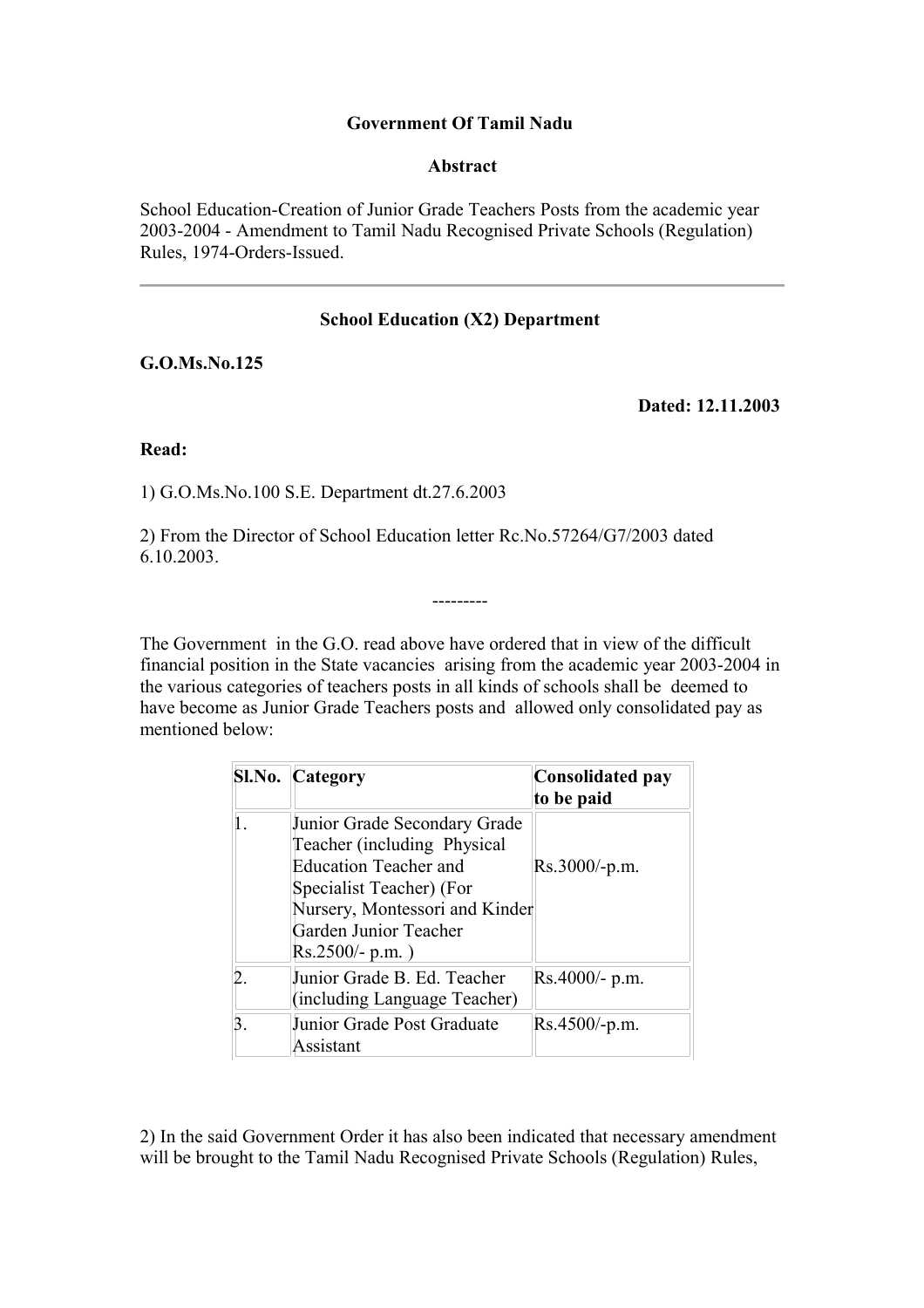**Government Of Tamil Nadu**

**Abstract**

School Education-Creation of Junior Grade Teachers Posts from the academic year 2003-2004 - Amendment to Tamil Nadu Recognised Private Schools (Regulation) Rules, 1974-Orders-Issued.

---

**School Education (X2) Department**

**G.O.Ms.No.125**

**Dated: 12.11.2003**

**Read:**

1) G.O.Ms.No.100 S.E. Department dt.27.6.2003

2) From the Director of School Education letter Rc.No.57264/G7/2003 dated 6.10.2003.

---------

The Government in the G.O. read above have ordered that in view of the difficult financial position in the State vacancies arising from the academic year 2003-2004 in the various categories of teachers posts in all kinds of schools shall be deemed to have become as Junior Grade Teachers posts and allowed only consolidated pay as mentioned below:

| Sl.No. | Category | Consolidated pay to be paid |
|---|---|---|
| 1. | Junior Grade Secondary Grade Teacher (including Physical Education Teacher and Specialist Teacher) (For Nursery, Montessori and Kinder Garden Junior Teacher Rs.2500/- p.m. ) | Rs.3000/-p.m. |
| 2. | Junior Grade B. Ed. Teacher (including Language Teacher) | Rs.4000/- p.m. |
| 3. | Junior Grade Post Graduate Assistant | Rs.4500/-p.m. |

2) In the said Government Order it has also been indicated that necessary amendment will be brought to the Tamil Nadu Recognised Private Schools (Regulation) Rules,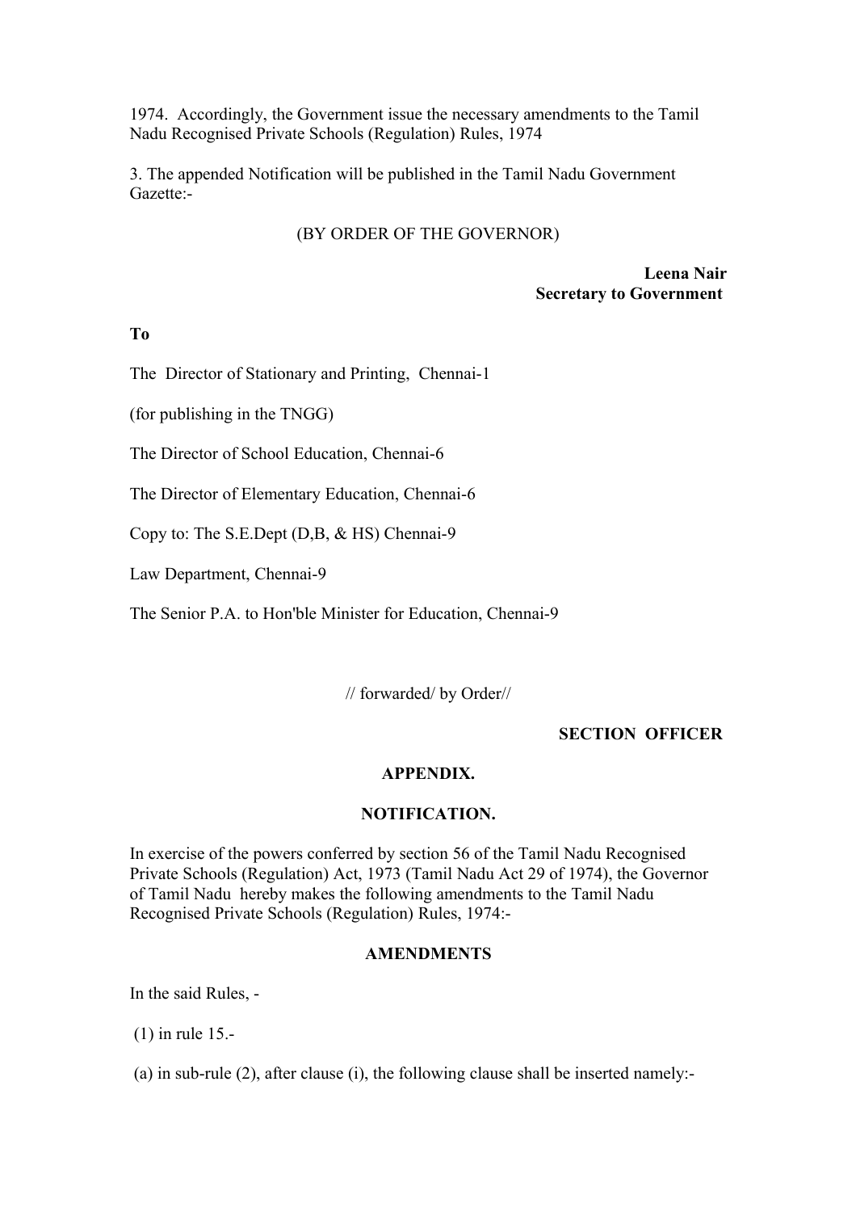1974. Accordingly, the Government issue the necessary amendments to the Tamil Nadu Recognised Private Schools (Regulation) Rules, 1974

3. The appended Notification will be published in the Tamil Nadu Government Gazette:-

(BY ORDER OF THE GOVERNOR)

**Leena Nair**
**Secretary to Government**

**To**

The Director of Stationary and Printing, Chennai-1

(for publishing in the TNGG)

The Director of School Education, Chennai-6

The Director of Elementary Education, Chennai-6

Copy to: The S.E.Dept (D,B, & HS) Chennai-9

Law Department, Chennai-9

The Senior P.A. to Hon'ble Minister for Education, Chennai-9

// forwarded/ by Order//

**SECTION OFFICER**

**APPENDIX.**

**NOTIFICATION.**

In exercise of the powers conferred by section 56 of the Tamil Nadu Recognised Private Schools (Regulation) Act, 1973 (Tamil Nadu Act 29 of 1974), the Governor of Tamil Nadu hereby makes the following amendments to the Tamil Nadu Recognised Private Schools (Regulation) Rules, 1974:-

**AMENDMENTS**

In the said Rules, -

(1) in rule 15.-

(a) in sub-rule (2), after clause (i), the following clause shall be inserted namely:-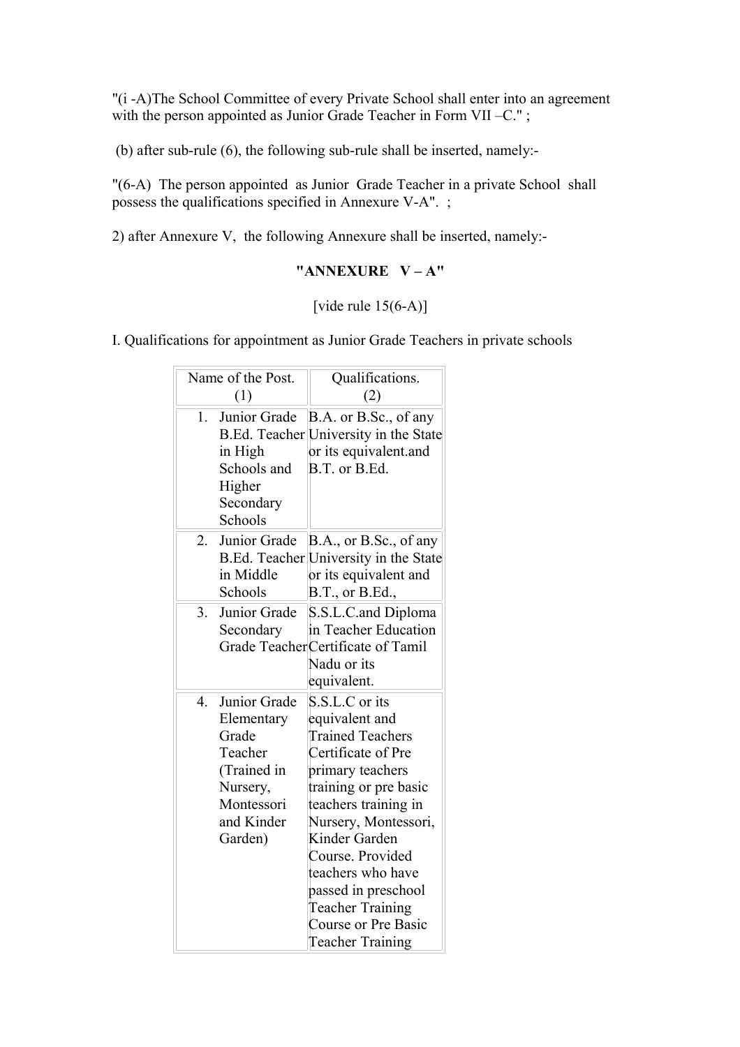"(i -A)The School Committee of every Private School shall enter into an agreement with the person appointed as Junior Grade Teacher in Form VII –C." ;

(b) after sub-rule (6), the following sub-rule shall be inserted, namely:-

"(6-A) The person appointed as Junior Grade Teacher in a private School shall possess the qualifications specified in Annexure V-A". ;

2) after Annexure V, the following Annexure shall be inserted, namely:-

**"ANNEXURE V – A"**

[vide rule 15(6-A)]

I. Qualifications for appointment as Junior Grade Teachers in private schools

| Name of the Post. (1) | Qualifications. (2) |
|---|---|
| 1. Junior Grade B.Ed. Teacher in High Schools and Higher Secondary Schools | B.A. or B.Sc., of any University in the State or its equivalent.and B.T. or B.Ed. |
| 2. Junior Grade B.Ed. Teacher in Middle Schools | B.A., or B.Sc., of any University in the State or its equivalent and B.T., or B.Ed., |
| 3. Junior Grade Secondary Grade Teacher | S.S.L.C.and Diploma in Teacher Education Certificate of Tamil Nadu or its equivalent. |
| 4. Junior Grade Elementary Grade Teacher (Trained in Nursery, Montessori and Kinder Garden) | S.S.L.C or its equivalent and Trained Teachers Certificate of Pre primary teachers training or pre basic teachers training in Nursery, Montessori, Kinder Garden Course. Provided teachers who have passed in preschool Teacher Training Course or Pre Basic Teacher Training |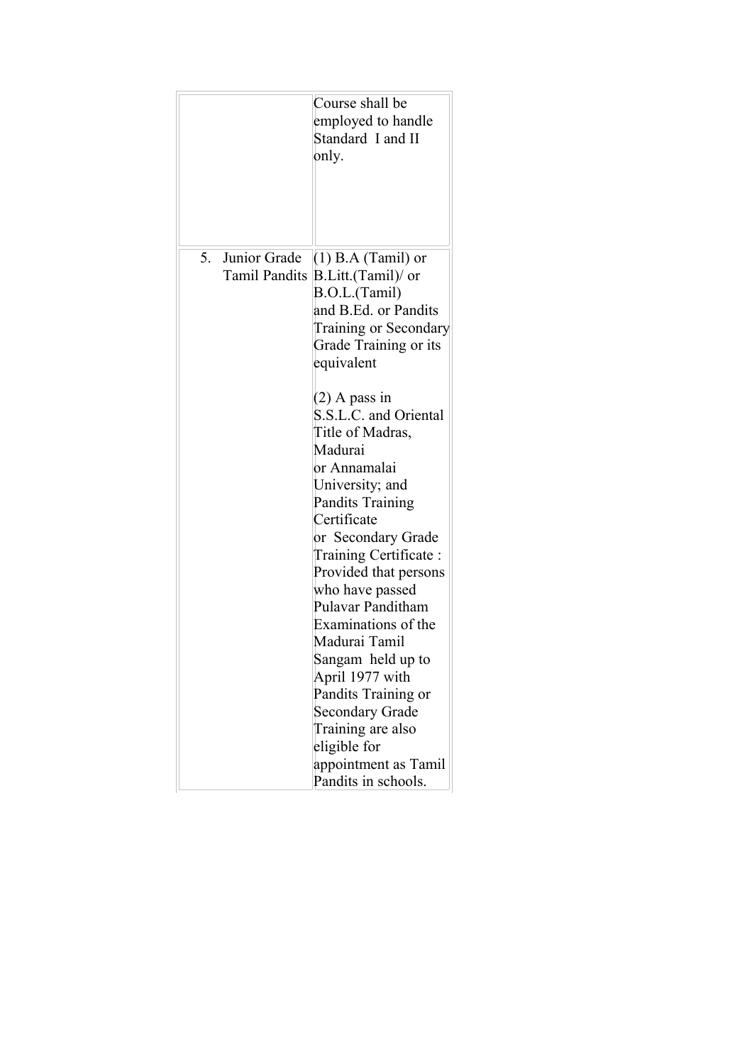| | |
|---|---|
| | Course shall be employed to handle Standard I and II only. |
| 5. Junior Grade Tamil Pandits | (1) B.A (Tamil) or B.Litt.(Tamil)/ or B.O.L.(Tamil) and B.Ed. or Pandits Training or Secondary Grade Training or its equivalent<br><br>(2) A pass in S.S.L.C. and Oriental Title of Madras, Madurai or Annamalai University; and Pandits Training Certificate or Secondary Grade Training Certificate : Provided that persons who have passed Pulavar Panditham Examinations of the Madurai Tamil Sangam held up to April 1977 with Pandits Training or Secondary Grade Training are also eligible for appointment as Tamil Pandits in schools. |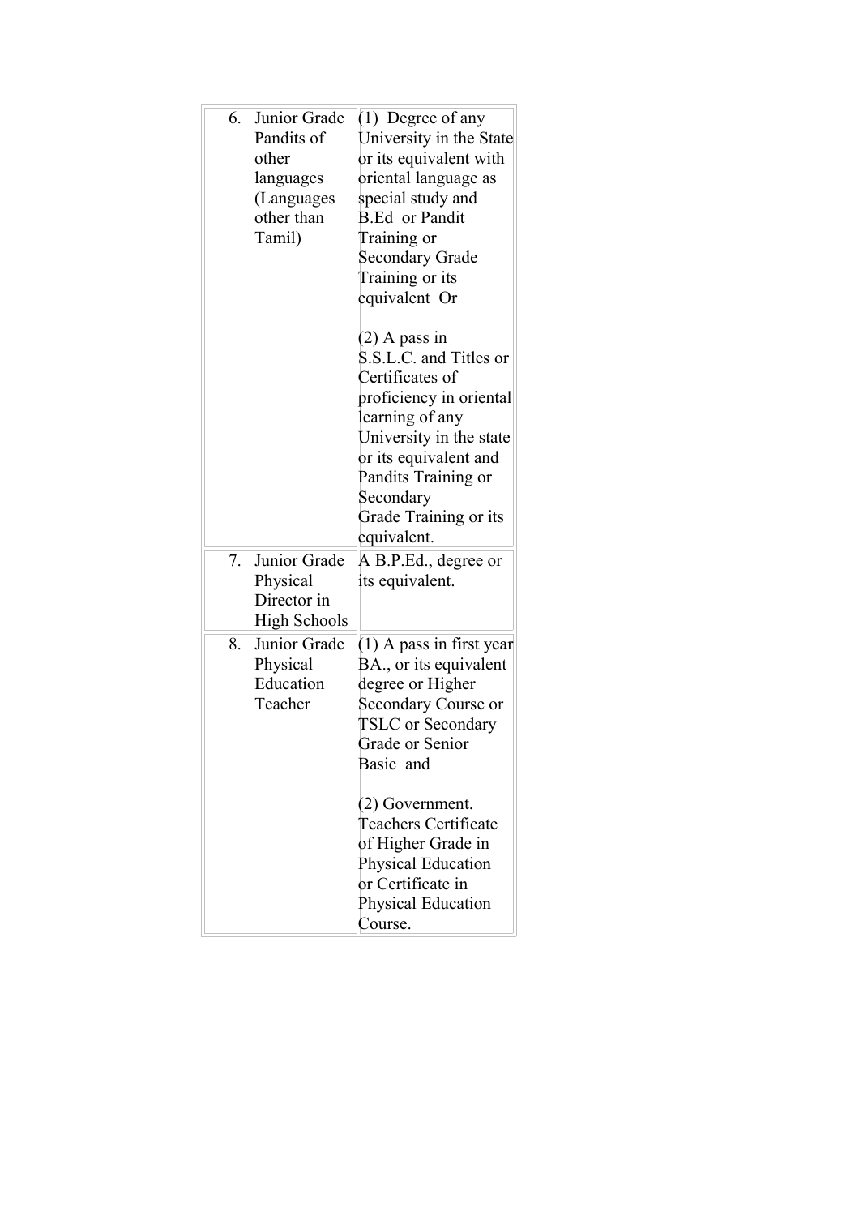| | | |
|---|---|---|
| 6. | Junior Grade Pandits of other languages (Languages other than Tamil) | (1) Degree of any University in the State or its equivalent with oriental language as special study and B.Ed or Pandit Training or Secondary Grade Training or its equivalent Or<br><br>(2) A pass in S.S.L.C. and Titles or Certificates of proficiency in oriental learning of any University in the state or its equivalent and Pandits Training or Secondary Grade Training or its equivalent. |
| 7. | Junior Grade Physical Director in High Schools | A B.P.Ed., degree or its equivalent. |
| 8. | Junior Grade Physical Education Teacher | (1) A pass in first year BA., or its equivalent degree or Higher Secondary Course or TSLC or Secondary Grade or Senior Basic and<br><br>(2) Government. Teachers Certificate of Higher Grade in Physical Education or Certificate in Physical Education Course. |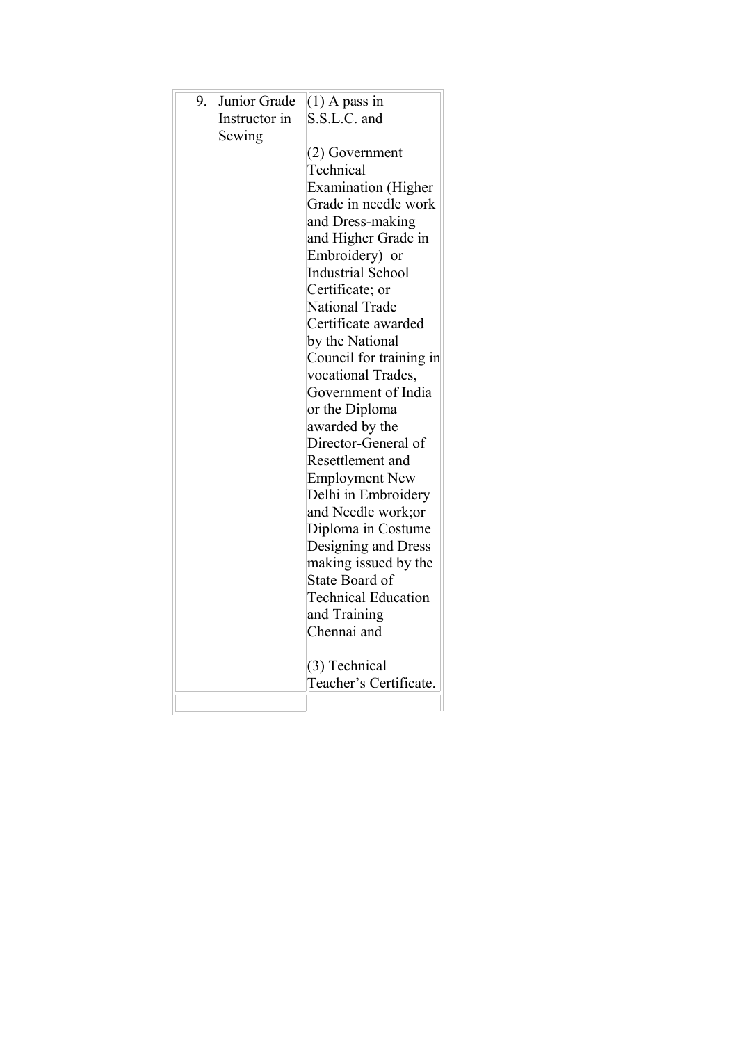| | |
|---|---|
| 9. Junior Grade Instructor in Sewing | (1) A pass in S.S.L.C. and<br><br>(2) Government Technical Examination (Higher Grade in needle work and Dress-making and Higher Grade in Embroidery) or Industrial School Certificate; or National Trade Certificate awarded by the National Council for training in vocational Trades, Government of India or the Diploma awarded by the Director-General of Resettlement and Employment New Delhi in Embroidery and Needle work;or Diploma in Costume Designing and Dress making issued by the State Board of Technical Education and Training Chennai and<br><br>(3) Technical Teacher's Certificate. |
| | |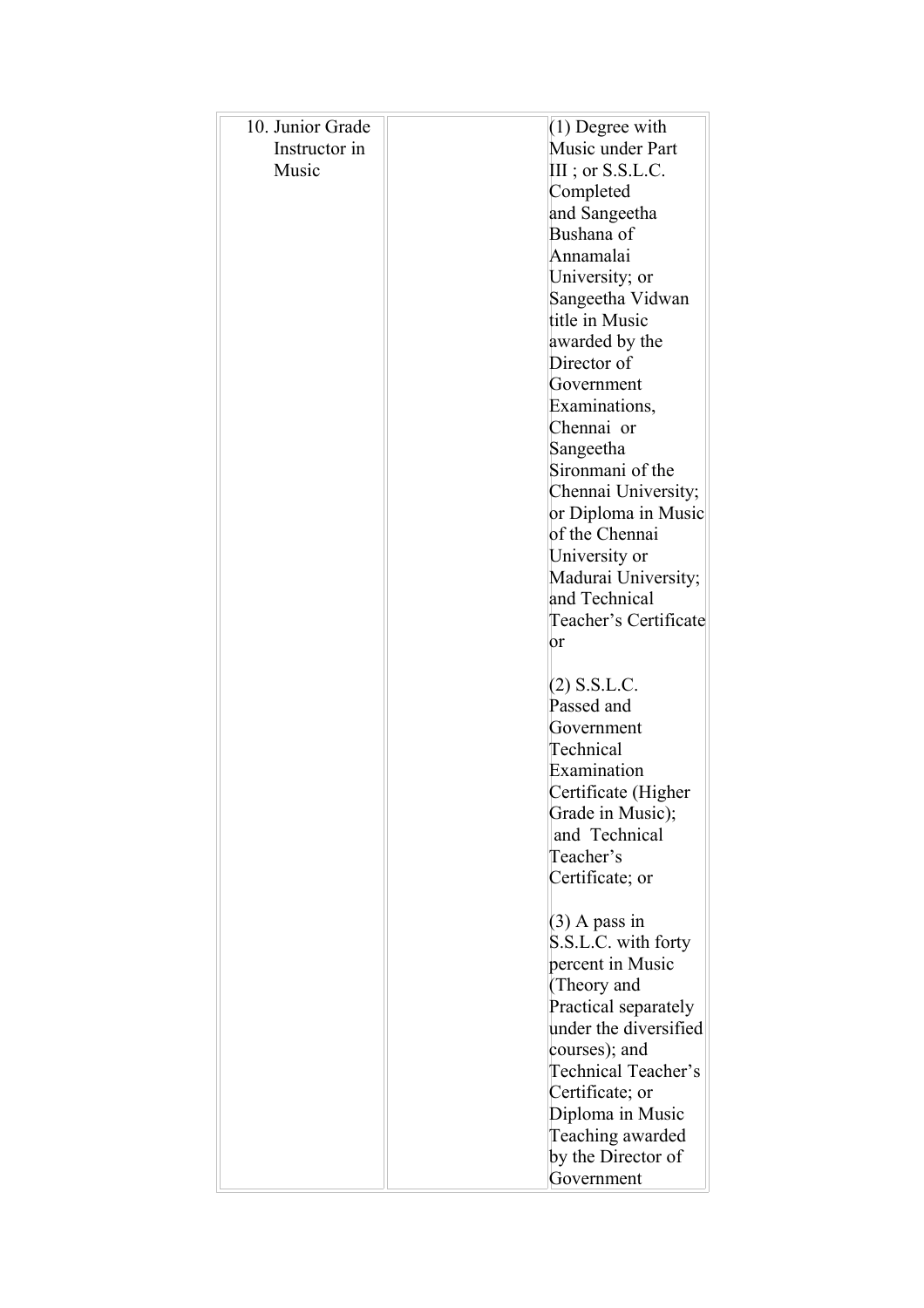| | | |
|---|---|---|
| 10. Junior Grade Instructor in Music | | (1) Degree with Music under Part III ; or S.S.L.C. Completed and Sangeetha Bushana of Annamalai University; or Sangeetha Vidwan title in Music awarded by the Director of Government Examinations, Chennai or Sangeetha Sironmani of the Chennai University; or Diploma in Music of the Chennai University or Madurai University; and Technical Teacher's Certificate or<br><br>(2) S.S.L.C. Passed and Government Technical Examination Certificate (Higher Grade in Music); and Technical Teacher's Certificate; or<br><br>(3) A pass in S.S.L.C. with forty percent in Music (Theory and Practical separately under the diversified courses); and Technical Teacher's Certificate; or Diploma in Music Teaching awarded by the Director of Government |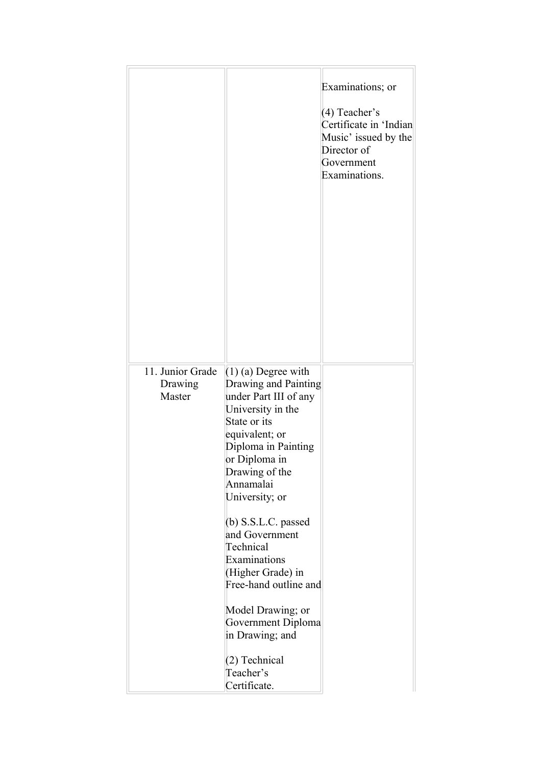| | | |
|---|---|---|
| | | Examinations; or<br><br>(4) Teacher's Certificate in 'Indian Music' issued by the Director of Government Examinations. |
| 11. Junior Grade Drawing Master | (1) (a) Degree with Drawing and Painting under Part III of any University in the State or its equivalent; or Diploma in Painting or Diploma in Drawing of the Annamalai University; or<br><br>(b) S.S.L.C. passed and Government Technical Examinations (Higher Grade) in Free-hand outline and<br><br>Model Drawing; or Government Diploma in Drawing; and<br><br>(2) Technical Teacher's Certificate. | |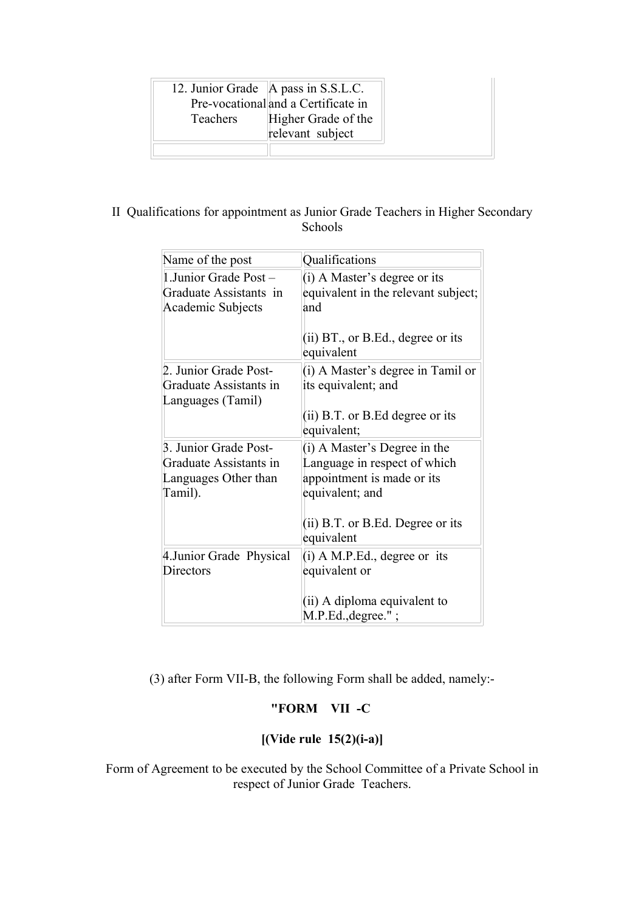| | |
|---|---|
| 12. Junior Grade Pre-vocational Teachers | A pass in S.S.L.C. and a Certificate in Higher Grade of the relevant subject |
| | |

II Qualifications for appointment as Junior Grade Teachers in Higher Secondary Schools

| Name of the post | Qualifications |
|---|---|
| 1.Junior Grade Post – Graduate Assistants in Academic Subjects | (i) A Master's degree or its equivalent in the relevant subject; and<br><br>(ii) BT., or B.Ed., degree or its equivalent |
| 2. Junior Grade Post-Graduate Assistants in Languages (Tamil) | (i) A Master's degree in Tamil or its equivalent; and<br><br>(ii) B.T. or B.Ed degree or its equivalent; |
| 3. Junior Grade Post-Graduate Assistants in Languages Other than Tamil). | (i) A Master's Degree in the Language in respect of which appointment is made or its equivalent; and<br><br>(ii) B.T. or B.Ed. Degree or its equivalent |
| 4.Junior Grade Physical Directors | (i) A M.P.Ed., degree or its equivalent or<br><br>(ii) A diploma equivalent to M.P.Ed.,degree." ; |

(3) after Form VII-B, the following Form shall be added, namely:-

**"FORM VII -C**

**[(Vide rule 15(2)(i-a)]**

Form of Agreement to be executed by the School Committee of a Private School in respect of Junior Grade Teachers.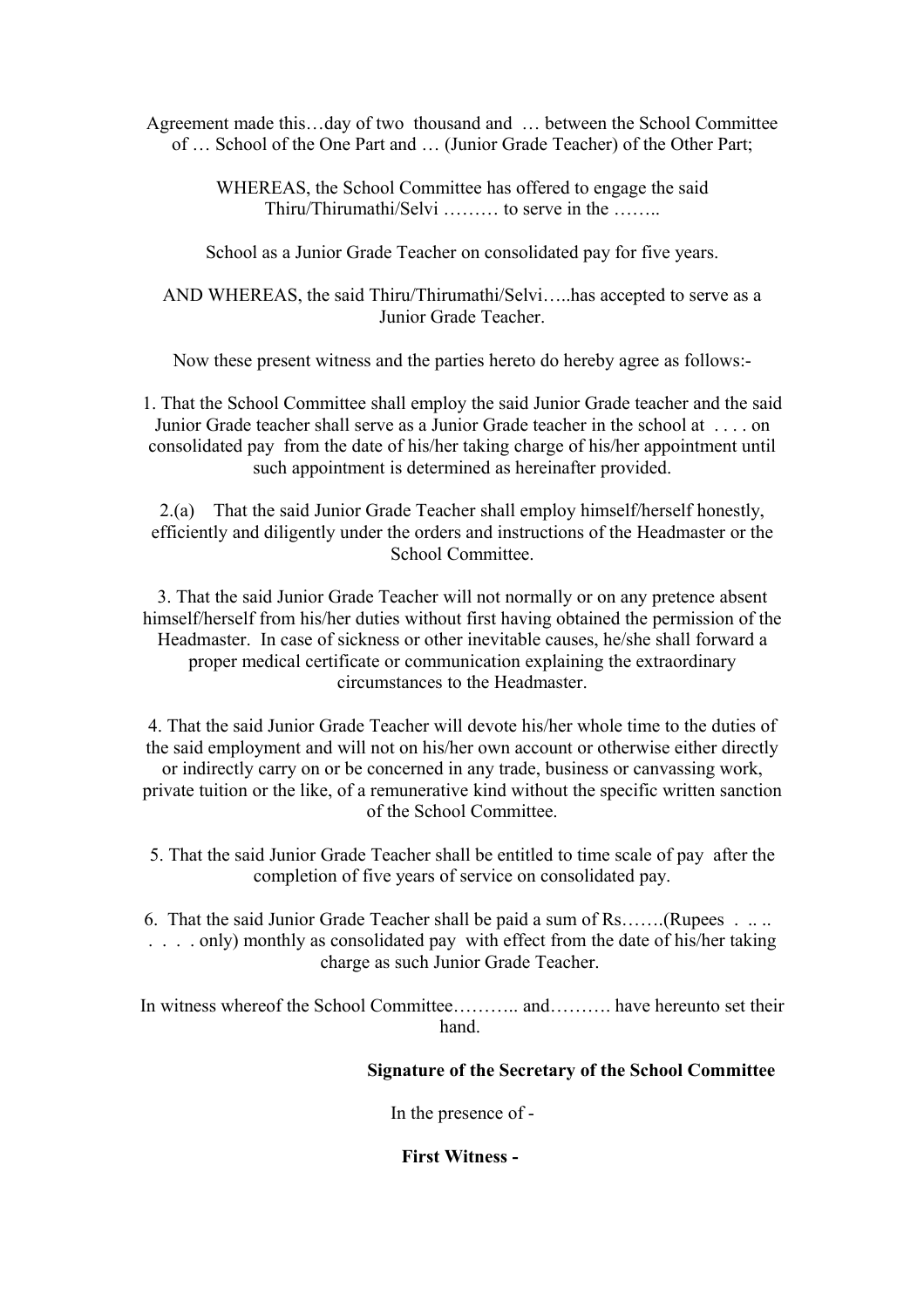Agreement made this…day of two thousand and … between the School Committee of … School of the One Part and … (Junior Grade Teacher) of the Other Part;

WHEREAS, the School Committee has offered to engage the said Thiru/Thirumathi/Selvi ……… to serve in the ……..

School as a Junior Grade Teacher on consolidated pay for five years.

AND WHEREAS, the said Thiru/Thirumathi/Selvi…..has accepted to serve as a Junior Grade Teacher.

Now these present witness and the parties hereto do hereby agree as follows:-

1. That the School Committee shall employ the said Junior Grade teacher and the said Junior Grade teacher shall serve as a Junior Grade teacher in the school at . . . . on consolidated pay from the date of his/her taking charge of his/her appointment until such appointment is determined as hereinafter provided.

2.(a) That the said Junior Grade Teacher shall employ himself/herself honestly, efficiently and diligently under the orders and instructions of the Headmaster or the School Committee.

3. That the said Junior Grade Teacher will not normally or on any pretence absent himself/herself from his/her duties without first having obtained the permission of the Headmaster. In case of sickness or other inevitable causes, he/she shall forward a proper medical certificate or communication explaining the extraordinary circumstances to the Headmaster.

4. That the said Junior Grade Teacher will devote his/her whole time to the duties of the said employment and will not on his/her own account or otherwise either directly or indirectly carry on or be concerned in any trade, business or canvassing work, private tuition or the like, of a remunerative kind without the specific written sanction of the School Committee.

5. That the said Junior Grade Teacher shall be entitled to time scale of pay after the completion of five years of service on consolidated pay.

6. That the said Junior Grade Teacher shall be paid a sum of Rs…….(Rupees . .. .. . . . . only) monthly as consolidated pay with effect from the date of his/her taking charge as such Junior Grade Teacher.

In witness whereof the School Committee……….. and………. have hereunto set their hand.

**Signature of the Secretary of the School Committee**

In the presence of -

**First Witness -**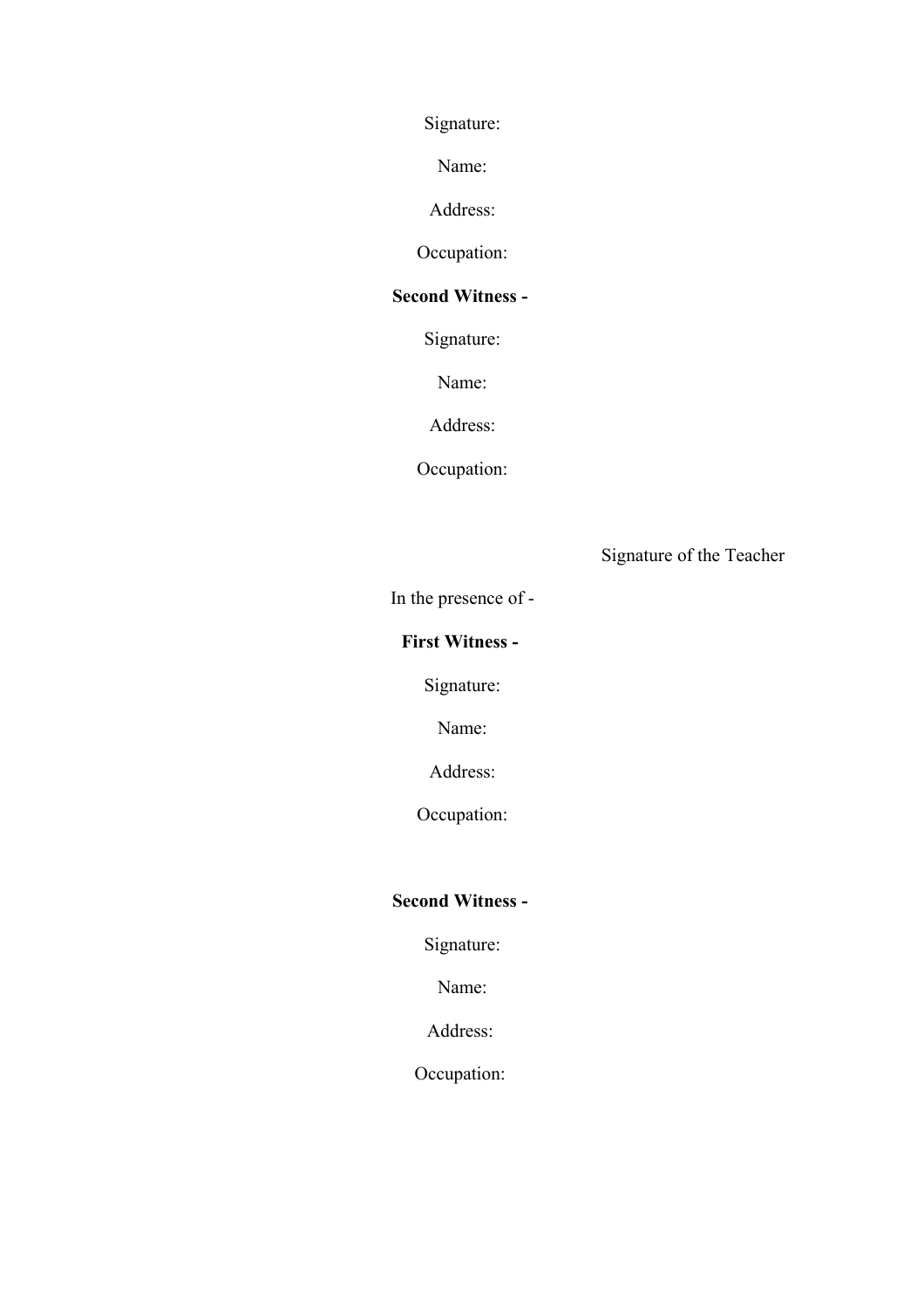Signature:

Name:

Address:

Occupation:

**Second Witness -**

Signature:

Name:

Address:

Occupation:

Signature of the Teacher

In the presence of -

**First Witness -**

Signature:

Name:

Address:

Occupation:

**Second Witness -**

Signature:

Name:

Address:

Occupation: